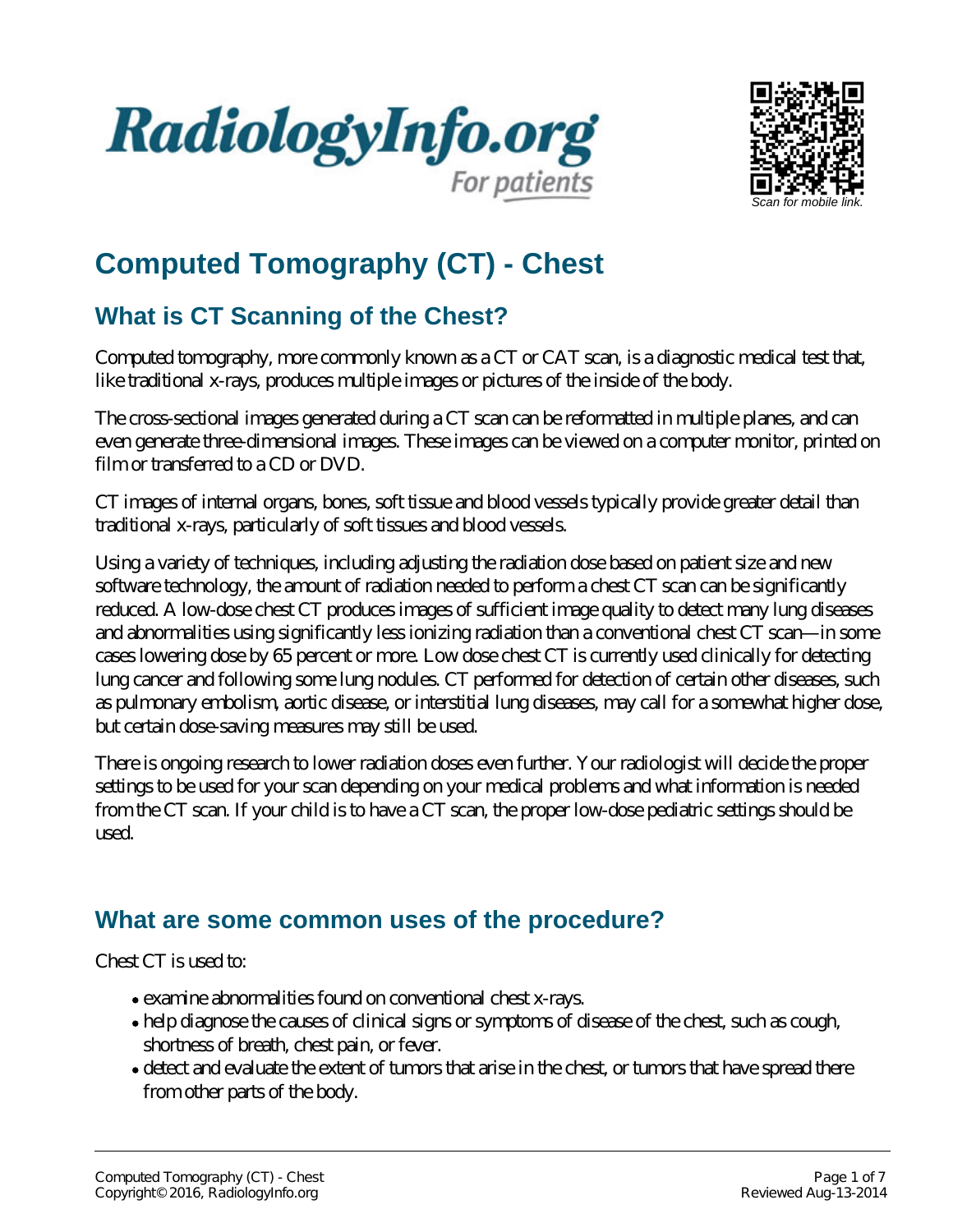# Computed Tomography (CT) - Chest

## What is CT Scanning of the Chest?

Computed tomography, more commonly known as a CT or CAT scan, is a diagnostic medical test that, like traditional x-rays, produces multiple images or pictures of the inside of the body.

The cross-sectional images generated during a CT scan can be reformatted in multiple planes, and can even generate three-dimensional images. These images can be viewed on a computer monitor, printed on film or transferred to a CD or DVD.

CT images of internal organs, bones, soft tissue and blood vessels typically provide greater detail than traditional x-rays, particularly of soft tissues and blood vessels.

Using a variety of techniques, including adjusting the radiation dose based on patient size and new software technology, the amount of radiation needed to perform a chest CT scan can be significantly reduced. A low-dose chest CT produces images of sufficient image quality to detect many lung diseases and abnormalities using significantly less ionizing radiation than a conventional chest CT scan—in some cases lowering dose by 65 percent or more. Low dose chest CT is currently used clinically for detecting lung cancer and following some lung nodules. CT performed for detection of certain other diseases, such as pulmonary embolism, aortic disease, or interstitial lung diseases, may call for a somewhat higher dose, but certain dose-saving measures may still be used.

There is ongoing research to lower radiation doses even further. Your radiologist will decide the proper settings to be used for your scan depending on your medical problems and what information is needed from the CT scan. If your child is to have a CT scan, the proper low-dose pediatric settings should be used.

## What are some common uses of the procedure?

Chest CT is used to:

- examine abnormalities found on conventional chest x-rays.
- help diagnose the causes of clinical signs or symptoms of disease of the chest, such as cough, shortness of breath, chest pain, or fever.
- detect and evaluate the extent of tumors that arise in the chest, or tumors that have spread there from other parts of the body.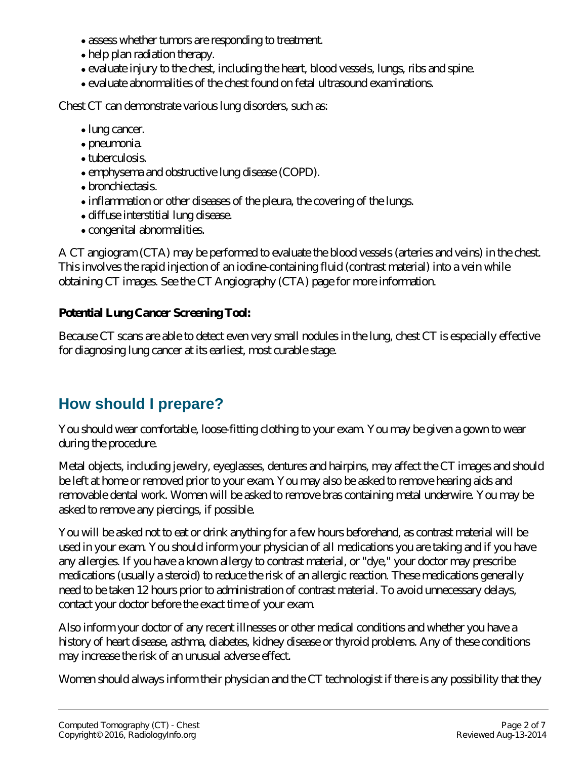- assess whether tumors are responding to treatment.
- help plan radiation therapy.
- evaluate injury to the chest, including the heart, blood vessels, lungs, ribs and spine.
- evaluate abnormalities of the chest found on fetal ultrasound examinations.

Chest CT can demonstrate various lung disorders, such as:

- lung cancer.
- pneumonia.
- tuberculosis.
- emphysema and obstructive lung disease (COPD).
- bronchiectasis.
- inflammation or other diseases of the pleura, the covering of the lungs.
- diffuse interstitial lung disease.
- congenital abnormalities.

A CT angiogram (CTA) may be performed to evaluate the blood vessels (arteries and veins) in the chest. This involves the rapid injection of an iodine-containing fluid (contrast material) into a vein while obtaining CT images. See the CT Angiography (CTA) page for more information.

**Potential Lung Cancer Screening Tool:**

Because CT scans are able to detect even very small nodules in the lung, chest CT is especially effective for diagnosing lung cancer at its earliest, most curable stage.

## How should I prepare?

You should wear comfortable, loose-fitting clothing to your exam. You may be given a gown to wear during the procedure.

Metal objects, including jewelry, eyeglasses, dentures and hairpins, may affect the CT images and should be left at home or removed prior to your exam. You may also be asked to remove hearing aids and removable dental work. Women will be asked to remove bras containing metal underwire. You may be asked to remove any piercings, if possible.

You will be asked not to eat or drink anything for a few hours beforehand, as contrast material will be used in your exam. You should inform your physician of all medications you are taking and if you have any allergies. If you have a known allergy to contrast material, or "dye," your doctor may prescribe medications (usually a steroid) to reduce the risk of an allergic reaction. These medications generally need to be taken 12 hours prior to administration of contrast material. To avoid unnecessary delays, contact your doctor before the exact time of your exam.

Also inform your doctor of any recent illnesses or other medical conditions and whether you have a history of heart disease, asthma, diabetes, kidney disease or thyroid problems. Any of these conditions may increase the risk of an unusual adverse effect.

Women should always inform their physician and the CT technologist if there is any possibility that they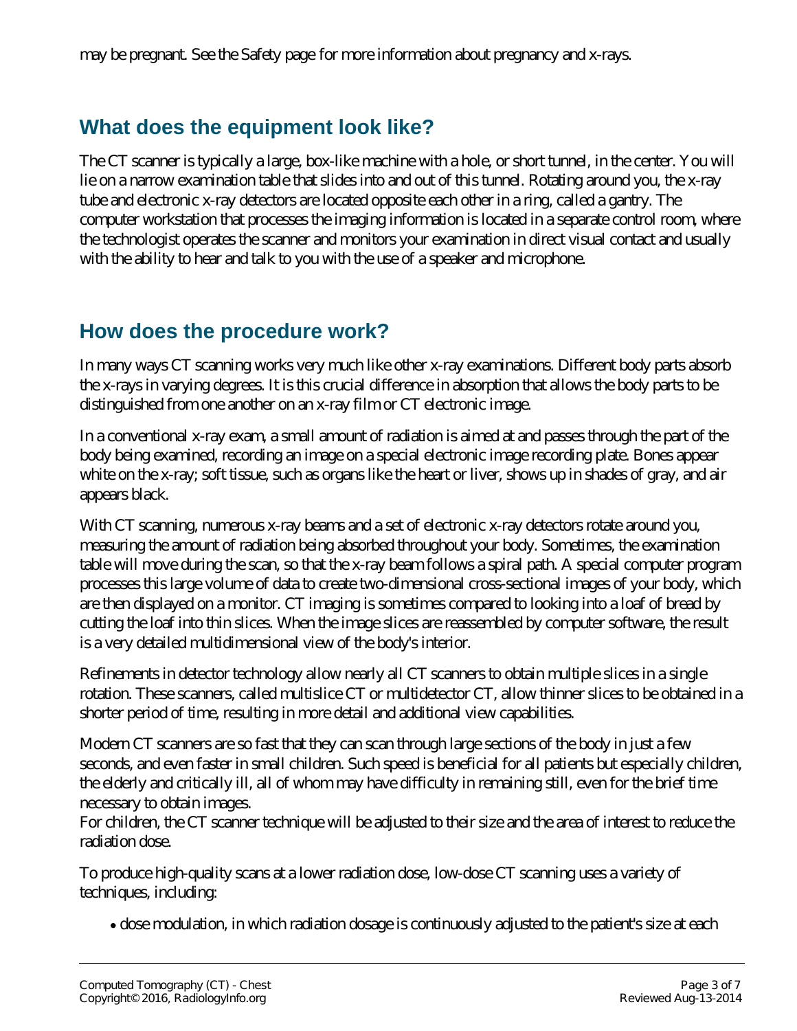may be pregnant. See the Safety page for more information about pregnancy and x-rays.

## What does the equipment look like?

The CT scanner is typically a large, box-like machine with a hole, or short tunnel, in the center. You will lie on a narrow examination table that slides into and out of this tunnel. Rotating around you, the x-ray tube and electronic x-ray detectors are located opposite each other in a ring, called a gantry. The computer workstation that processes the imaging information is located in a separate control room, where the technologist operates the scanner and monitors your examination in direct visual contact and usually with the ability to hear and talk to you with the use of a speaker and microphone.

## How does the procedure work?

In many ways CT scanning works very much like other x-ray examinations. Different body parts absorb the x-rays in varying degrees. It is this crucial difference in absorption that allows the body parts to be distinguished from one another on an x-ray film or CT electronic image.

In a conventional x-ray exam, a small amount of radiation is aimed at and passes through the part of the body being examined, recording an image on a special electronic image recording plate. Bones appear white on the x-ray; soft tissue, such as organs like the heart or liver, shows up in shades of gray, and air appears black.

With CT scanning, numerous x-ray beams and a set of electronic x-ray detectors rotate around you, measuring the amount of radiation being absorbed throughout your body. Sometimes, the examination table will move during the scan, so that the x-ray beam follows a spiral path. A special computer program processes this large volume of data to create two-dimensional cross-sectional images of your body, which are then displayed on a monitor. CT imaging is sometimes compared to looking into a loaf of bread by cutting the loaf into thin slices. When the image slices are reassembled by computer software, the result is a very detailed multidimensional view of the body's interior.

Refinements in detector technology allow nearly all CT scanners to obtain multiple slices in a single rotation. These scanners, called multislice CT or multidetector CT, allow thinner slices to be obtained in a shorter period of time, resulting in more detail and additional view capabilities.

Modern CT scanners are so fast that they can scan through large sections of the body in just a few seconds, and even faster in small children. Such speed is beneficial for all patients but especially children, the elderly and critically ill, all of whom may have difficulty in remaining still, even for the brief time necessary to obtain images.
For children, the CT scanner technique will be adjusted to their size and the area of interest to reduce the radiation dose.

To produce high-quality scans at a lower radiation dose, low-dose CT scanning uses a variety of techniques, including:

- dose modulation, in which radiation dosage is continuously adjusted to the patient's size at each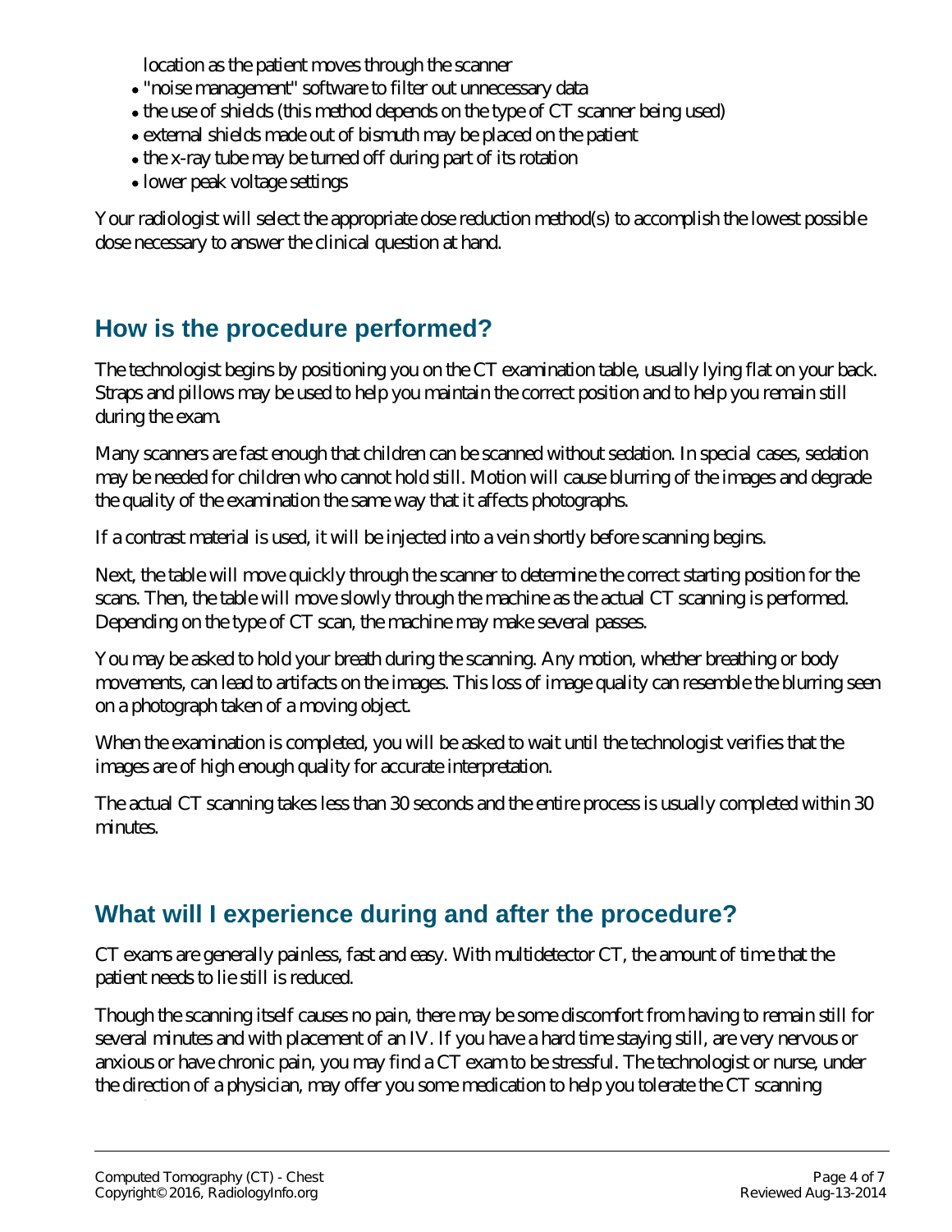location as the patient moves through the scanner

- "noise management" software to filter out unnecessary data
- the use of shields (this method depends on the type of CT scanner being used)
- external shields made out of bismuth may be placed on the patient
- the x-ray tube may be turned off during part of its rotation
- lower peak voltage settings

Your radiologist will select the appropriate dose reduction method(s) to accomplish the lowest possible dose necessary to answer the clinical question at hand.

## How is the procedure performed?

The technologist begins by positioning you on the CT examination table, usually lying flat on your back. Straps and pillows may be used to help you maintain the correct position and to help you remain still during the exam.

Many scanners are fast enough that children can be scanned without sedation. In special cases, sedation may be needed for children who cannot hold still. Motion will cause blurring of the images and degrade the quality of the examination the same way that it affects photographs.

If a contrast material is used, it will be injected into a vein shortly before scanning begins.

Next, the table will move quickly through the scanner to determine the correct starting position for the scans. Then, the table will move slowly through the machine as the actual CT scanning is performed. Depending on the type of CT scan, the machine may make several passes.

You may be asked to hold your breath during the scanning. Any motion, whether breathing or body movements, can lead to artifacts on the images. This loss of image quality can resemble the blurring seen on a photograph taken of a moving object.

When the examination is completed, you will be asked to wait until the technologist verifies that the images are of high enough quality for accurate interpretation.

The actual CT scanning takes less than 30 seconds and the entire process is usually completed within 30 minutes.

## What will I experience during and after the procedure?

CT exams are generally painless, fast and easy. With multidetector CT, the amount of time that the patient needs to lie still is reduced.

Though the scanning itself causes no pain, there may be some discomfort from having to remain still for several minutes and with placement of an IV. If you have a hard time staying still, are very nervous or anxious or have chronic pain, you may find a CT exam to be stressful. The technologist or nurse, under the direction of a physician, may offer you some medication to help you tolerate the CT scanning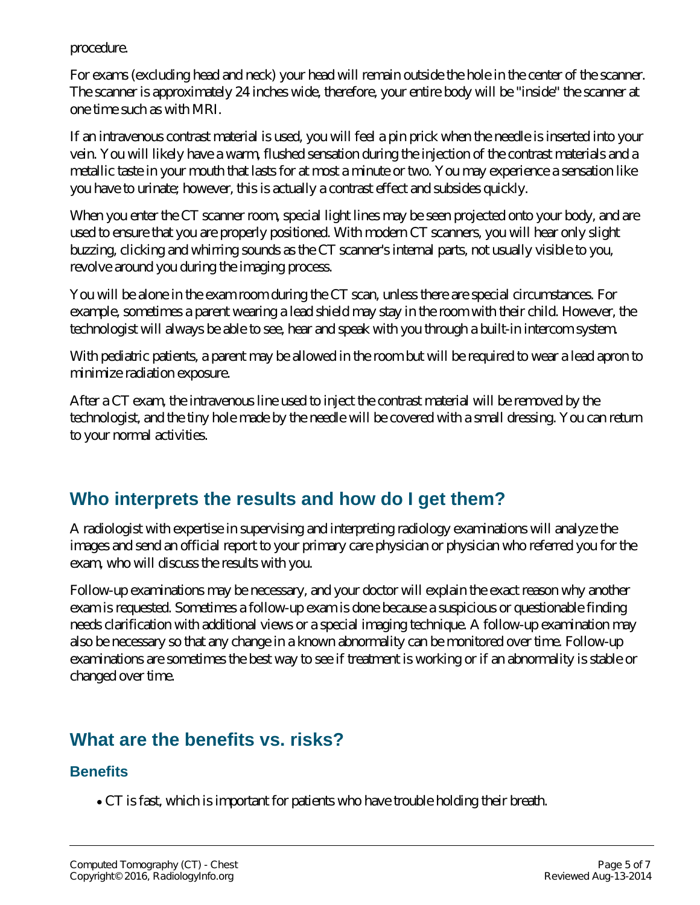procedure.

For exams (excluding head and neck) your head will remain outside the hole in the center of the scanner. The scanner is approximately 24 inches wide, therefore, your entire body will be "inside" the scanner at one time such as with MRI.

If an intravenous contrast material is used, you will feel a pin prick when the needle is inserted into your vein. You will likely have a warm, flushed sensation during the injection of the contrast materials and a metallic taste in your mouth that lasts for at most a minute or two. You may experience a sensation like you have to urinate; however, this is actually a contrast effect and subsides quickly.

When you enter the CT scanner room, special light lines may be seen projected onto your body, and are used to ensure that you are properly positioned. With modern CT scanners, you will hear only slight buzzing, clicking and whirring sounds as the CT scanner's internal parts, not usually visible to you, revolve around you during the imaging process.

You will be alone in the exam room during the CT scan, unless there are special circumstances. For example, sometimes a parent wearing a lead shield may stay in the room with their child. However, the technologist will always be able to see, hear and speak with you through a built-in intercom system.

With pediatric patients, a parent may be allowed in the room but will be required to wear a lead apron to minimize radiation exposure.

After a CT exam, the intravenous line used to inject the contrast material will be removed by the technologist, and the tiny hole made by the needle will be covered with a small dressing. You can return to your normal activities.

## Who interprets the results and how do I get them?

A radiologist with expertise in supervising and interpreting radiology examinations will analyze the images and send an official report to your primary care physician or physician who referred you for the exam, who will discuss the results with you.

Follow-up examinations may be necessary, and your doctor will explain the exact reason why another exam is requested. Sometimes a follow-up exam is done because a suspicious or questionable finding needs clarification with additional views or a special imaging technique. A follow-up examination may also be necessary so that any change in a known abnormality can be monitored over time. Follow-up examinations are sometimes the best way to see if treatment is working or if an abnormality is stable or changed over time.

## What are the benefits vs. risks?

### Benefits

- CT is fast, which is important for patients who have trouble holding their breath.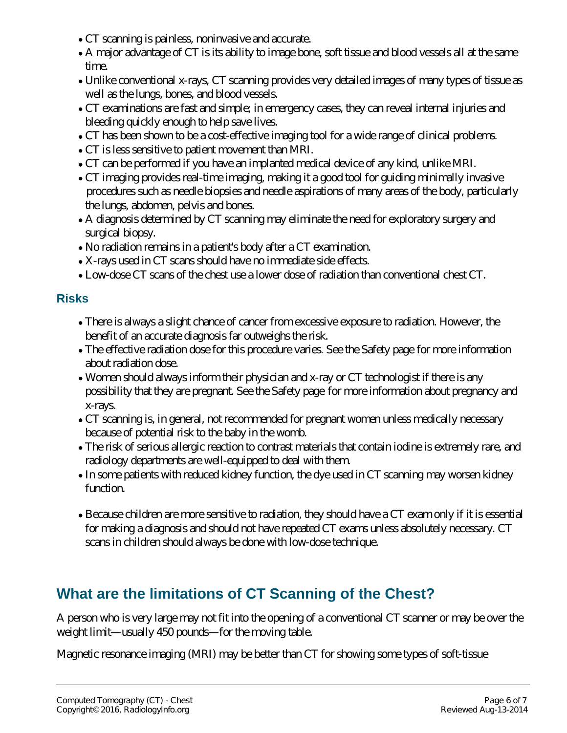- CT scanning is painless, noninvasive and accurate.
- A major advantage of CT is its ability to image bone, soft tissue and blood vessels all at the same time.
- Unlike conventional x-rays, CT scanning provides very detailed images of many types of tissue as well as the lungs, bones, and blood vessels.
- CT examinations are fast and simple; in emergency cases, they can reveal internal injuries and bleeding quickly enough to help save lives.
- CT has been shown to be a cost-effective imaging tool for a wide range of clinical problems.
- CT is less sensitive to patient movement than MRI.
- CT can be performed if you have an implanted medical device of any kind, unlike MRI.
- CT imaging provides real-time imaging, making it a good tool for guiding minimally invasive procedures such as needle biopsies and needle aspirations of many areas of the body, particularly the lungs, abdomen, pelvis and bones.
- A diagnosis determined by CT scanning may eliminate the need for exploratory surgery and surgical biopsy.
- No radiation remains in a patient's body after a CT examination.
- X-rays used in CT scans should have no immediate side effects.
- Low-dose CT scans of the chest use a lower dose of radiation than conventional chest CT.

### Risks

- There is always a slight chance of cancer from excessive exposure to radiation. However, the benefit of an accurate diagnosis far outweighs the risk.
- The effective radiation dose for this procedure varies. See the Safety page for more information about radiation dose.
- Women should always inform their physician and x-ray or CT technologist if there is any possibility that they are pregnant. See the Safety page for more information about pregnancy and x-rays.
- CT scanning is, in general, not recommended for pregnant women unless medically necessary because of potential risk to the baby in the womb.
- The risk of serious allergic reaction to contrast materials that contain iodine is extremely rare, and radiology departments are well-equipped to deal with them.
- In some patients with reduced kidney function, the dye used in CT scanning may worsen kidney function.
- Because children are more sensitive to radiation, they should have a CT exam only if it is essential for making a diagnosis and should not have repeated CT exams unless absolutely necessary. CT scans in children should always be done with low-dose technique.

## What are the limitations of CT Scanning of the Chest?

A person who is very large may not fit into the opening of a conventional CT scanner or may be over the weight limit—usually 450 pounds—for the moving table.

Magnetic resonance imaging (MRI) may be better than CT for showing some types of soft-tissue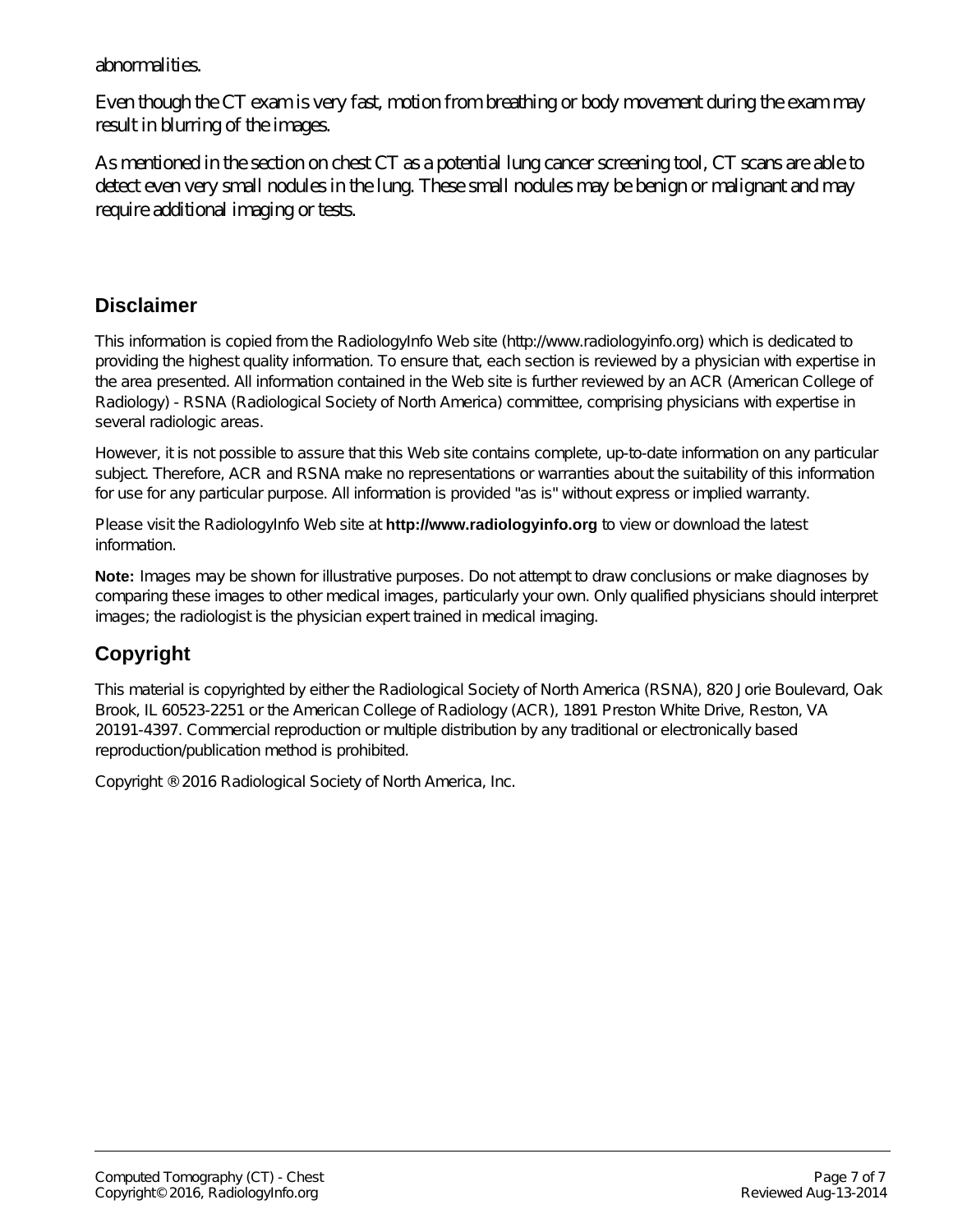abnormalities.

Even though the CT exam is very fast, motion from breathing or body movement during the exam may result in blurring of the images.

As mentioned in the section on chest CT as a potential lung cancer screening tool, CT scans are able to detect even very small nodules in the lung. These small nodules may be benign or malignant and may require additional imaging or tests.

## Disclaimer

This information is copied from the RadiologyInfo Web site (http://www.radiologyinfo.org) which is dedicated to providing the highest quality information. To ensure that, each section is reviewed by a physician with expertise in the area presented. All information contained in the Web site is further reviewed by an ACR (American College of Radiology) - RSNA (Radiological Society of North America) committee, comprising physicians with expertise in several radiologic areas.

However, it is not possible to assure that this Web site contains complete, up-to-date information on any particular subject. Therefore, ACR and RSNA make no representations or warranties about the suitability of this information for use for any particular purpose. All information is provided "as is" without express or implied warranty.

Please visit the RadiologyInfo Web site at **http://www.radiologyinfo.org** to view or download the latest information.

**Note:** Images may be shown for illustrative purposes. Do not attempt to draw conclusions or make diagnoses by comparing these images to other medical images, particularly your own. Only qualified physicians should interpret images; the radiologist is the physician expert trained in medical imaging.

## Copyright

This material is copyrighted by either the Radiological Society of North America (RSNA), 820 Jorie Boulevard, Oak Brook, IL 60523-2251 or the American College of Radiology (ACR), 1891 Preston White Drive, Reston, VA 20191-4397. Commercial reproduction or multiple distribution by any traditional or electronically based reproduction/publication method is prohibited.

Copyright ® 2016 Radiological Society of North America, Inc.